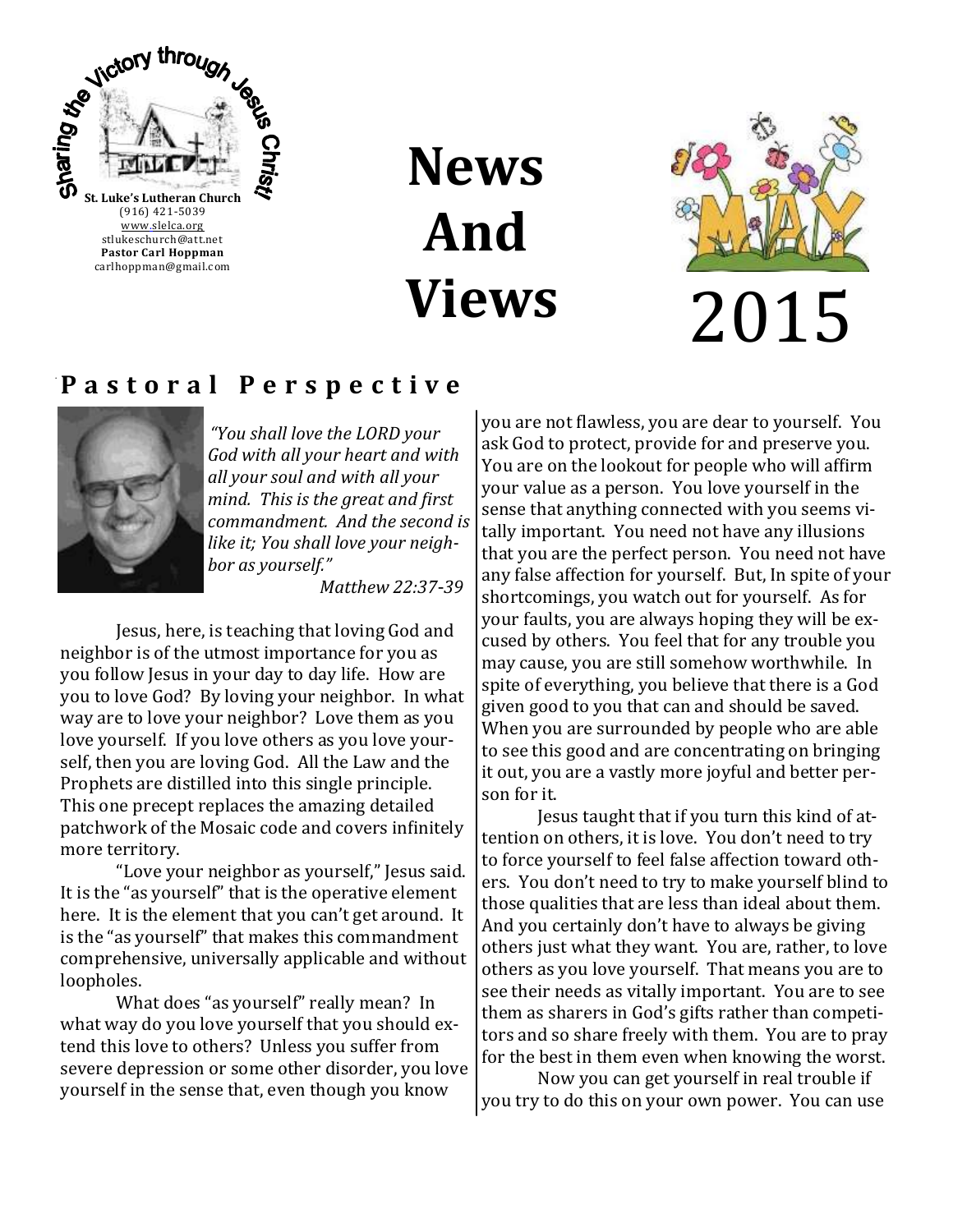Sharing the Victory through Jesus Christ!

**St. Luke's Lutheran Church**
(916) 421-5039
www.slelca.org
stlukeschurch@att.net
**Pastor Carl Hoppman**
carlhoppman@gmail.com

# News And Views

# MAY 2015

## Pastoral Perspective

*"You shall love the LORD your God with all your heart and with all your soul and with all your mind. This is the great and first commandment. And the second is like it; You shall love your neighbor as yourself."*
Matthew 22:37-39

Jesus, here, is teaching that loving God and neighbor is of the utmost importance for you as you follow Jesus in your day to day life. How are you to love God? By loving your neighbor. In what way are to love your neighbor? Love them as you love yourself. If you love others as you love yourself, then you are loving God. All the Law and the Prophets are distilled into this single principle. This one precept replaces the amazing detailed patchwork of the Mosaic code and covers infinitely more territory.

"Love your neighbor as yourself," Jesus said. It is the "as yourself" that is the operative element here. It is the element that you can't get around. It is the "as yourself" that makes this commandment comprehensive, universally applicable and without loopholes.

What does "as yourself" really mean? In what way do you love yourself that you should extend this love to others? Unless you suffer from severe depression or some other disorder, you love yourself in the sense that, even though you know you are not flawless, you are dear to yourself. You ask God to protect, provide for and preserve you. You are on the lookout for people who will affirm your value as a person. You love yourself in the sense that anything connected with you seems vitally important. You need not have any illusions that you are the perfect person. You need not have any false affection for yourself. But, In spite of your shortcomings, you watch out for yourself. As for your faults, you are always hoping they will be excused by others. You feel that for any trouble you may cause, you are still somehow worthwhile. In spite of everything, you believe that there is a God given good to you that can and should be saved. When you are surrounded by people who are able to see this good and are concentrating on bringing it out, you are a vastly more joyful and better person for it.

Jesus taught that if you turn this kind of attention on others, it is love. You don't need to try to force yourself to feel false affection toward others. You don't need to try to make yourself blind to those qualities that are less than ideal about them. And you certainly don't have to always be giving others just what they want. You are, rather, to love others as you love yourself. That means you are to see their needs as vitally important. You are to see them as sharers in God's gifts rather than competitors and so share freely with them. You are to pray for the best in them even when knowing the worst.

Now you can get yourself in real trouble if you try to do this on your own power. You can use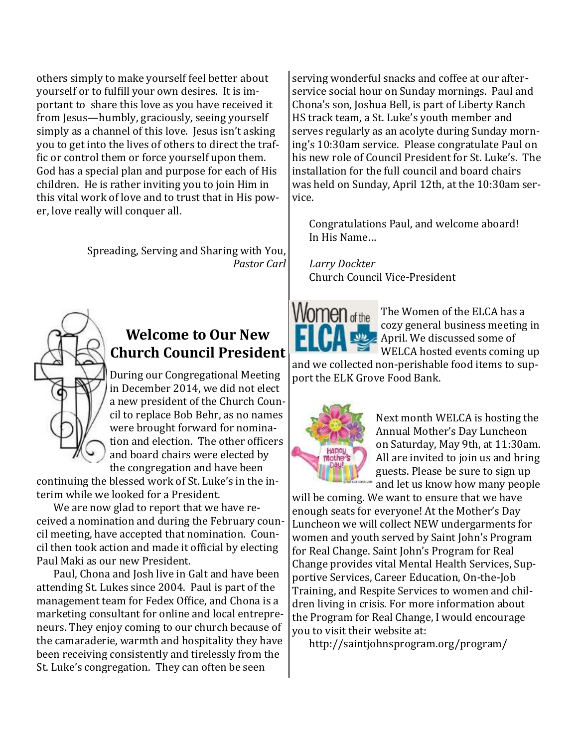others simply to make yourself feel better about yourself or to fulfill your own desires. It is important to share this love as you have received it from Jesus—humbly, graciously, seeing yourself simply as a channel of this love. Jesus isn't asking you to get into the lives of others to direct the traffic or control them or force yourself upon them. God has a special plan and purpose for each of His children. He is rather inviting you to join Him in this vital work of love and to trust that in His power, love really will conquer all.

Spreading, Serving and Sharing with You,
*Pastor Carl*

## Welcome to Our New Church Council President

During our Congregational Meeting in December 2014, we did not elect a new president of the Church Council to replace Bob Behr, as no names were brought forward for nomination and election. The other officers and board chairs were elected by the congregation and have been continuing the blessed work of St. Luke's in the interim while we looked for a President.

We are now glad to report that we have received a nomination and during the February council meeting, have accepted that nomination. Council then took action and made it official by electing Paul Maki as our new President.

Paul, Chona and Josh live in Galt and have been attending St. Lukes since 2004. Paul is part of the management team for Fedex Office, and Chona is a marketing consultant for online and local entrepreneurs. They enjoy coming to our church because of the camaraderie, warmth and hospitality they have been receiving consistently and tirelessly from the St. Luke's congregation. They can often be seen serving wonderful snacks and coffee at our after-service social hour on Sunday mornings. Paul and Chona's son, Joshua Bell, is part of Liberty Ranch HS track team, a St. Luke's youth member and serves regularly as an acolyte during Sunday morning's 10:30am service. Please congratulate Paul on his new role of Council President for St. Luke's. The installation for the full council and board chairs was held on Sunday, April 12th, at the 10:30am service.

Congratulations Paul, and welcome aboard!
In His Name…

*Larry Dockter*
Church Council Vice-President

The Women of the ELCA has a cozy general business meeting in April. We discussed some of WELCA hosted events coming up and we collected non-perishable food items to support the ELK Grove Food Bank.

Next month WELCA is hosting the Annual Mother's Day Luncheon on Saturday, May 9th, at 11:30am. All are invited to join us and bring guests. Please be sure to sign up and let us know how many people will be coming. We want to ensure that we have enough seats for everyone! At the Mother's Day Luncheon we will collect NEW undergarments for women and youth served by Saint John's Program for Real Change. Saint John's Program for Real Change provides vital Mental Health Services, Supportive Services, Career Education, On-the-Job Training, and Respite Services to women and children living in crisis. For more information about the Program for Real Change, I would encourage you to visit their website at:

http://saintjohnsprogram.org/program/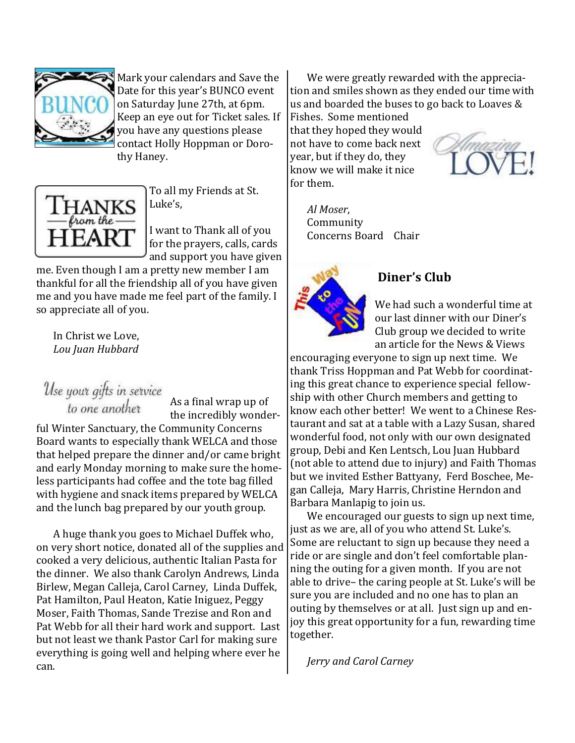Mark your calendars and Save the Date for this year's BUNCO event on Saturday June 27th, at 6pm. Keep an eye out for Ticket sales. If you have any questions please contact Holly Hoppman or Dorothy Haney.

To all my Friends at St. Luke's,

I want to Thank all of you for the prayers, calls, cards and support you have given me. Even though I am a pretty new member I am thankful for all the friendship all of you have given me and you have made me feel part of the family. I so appreciate all of you.

In Christ we Love,
*Lou Juan Hubbard*

*Use your gifts in service to one another*

As a final wrap up of the incredibly wonderful Winter Sanctuary, the Community Concerns Board wants to especially thank WELCA and those that helped prepare the dinner and/or came bright and early Monday morning to make sure the homeless participants had coffee and the tote bag filled with hygiene and snack items prepared by WELCA and the lunch bag prepared by our youth group.

A huge thank you goes to Michael Duffek who, on very short notice, donated all of the supplies and cooked a very delicious, authentic Italian Pasta for the dinner. We also thank Carolyn Andrews, Linda Birlew, Megan Calleja, Carol Carney, Linda Duffek, Pat Hamilton, Paul Heaton, Katie Iniguez, Peggy Moser, Faith Thomas, Sande Trezise and Ron and Pat Webb for all their hard work and support. Last but not least we thank Pastor Carl for making sure everything is going well and helping where ever he can.

We were greatly rewarded with the appreciation and smiles shown as they ended our time with us and boarded the buses to go back to Loaves & Fishes. Some mentioned that they hoped they would not have to come back next year, but if they do, they know we will make it nice for them.

*Al Moser*,
Community Concerns Board Chair

## Diner's Club

We had such a wonderful time at our last dinner with our Diner's Club group we decided to write an article for the News & Views encouraging everyone to sign up next time. We thank Triss Hoppman and Pat Webb for coordinating this great chance to experience special fellowship with other Church members and getting to know each other better! We went to a Chinese Restaurant and sat at a table with a Lazy Susan, shared wonderful food, not only with our own designated group, Debi and Ken Lentsch, Lou Juan Hubbard (not able to attend due to injury) and Faith Thomas but we invited Esther Battyany, Ferd Boschee, Megan Calleja, Mary Harris, Christine Herndon and Barbara Manlapig to join us.

We encouraged our guests to sign up next time, just as we are, all of you who attend St. Luke's. Some are reluctant to sign up because they need a ride or are single and don't feel comfortable planning the outing for a given month. If you are not able to drive– the caring people at St. Luke's will be sure you are included and no one has to plan an outing by themselves or at all. Just sign up and enjoy this great opportunity for a fun, rewarding time together.

*Jerry and Carol Carney*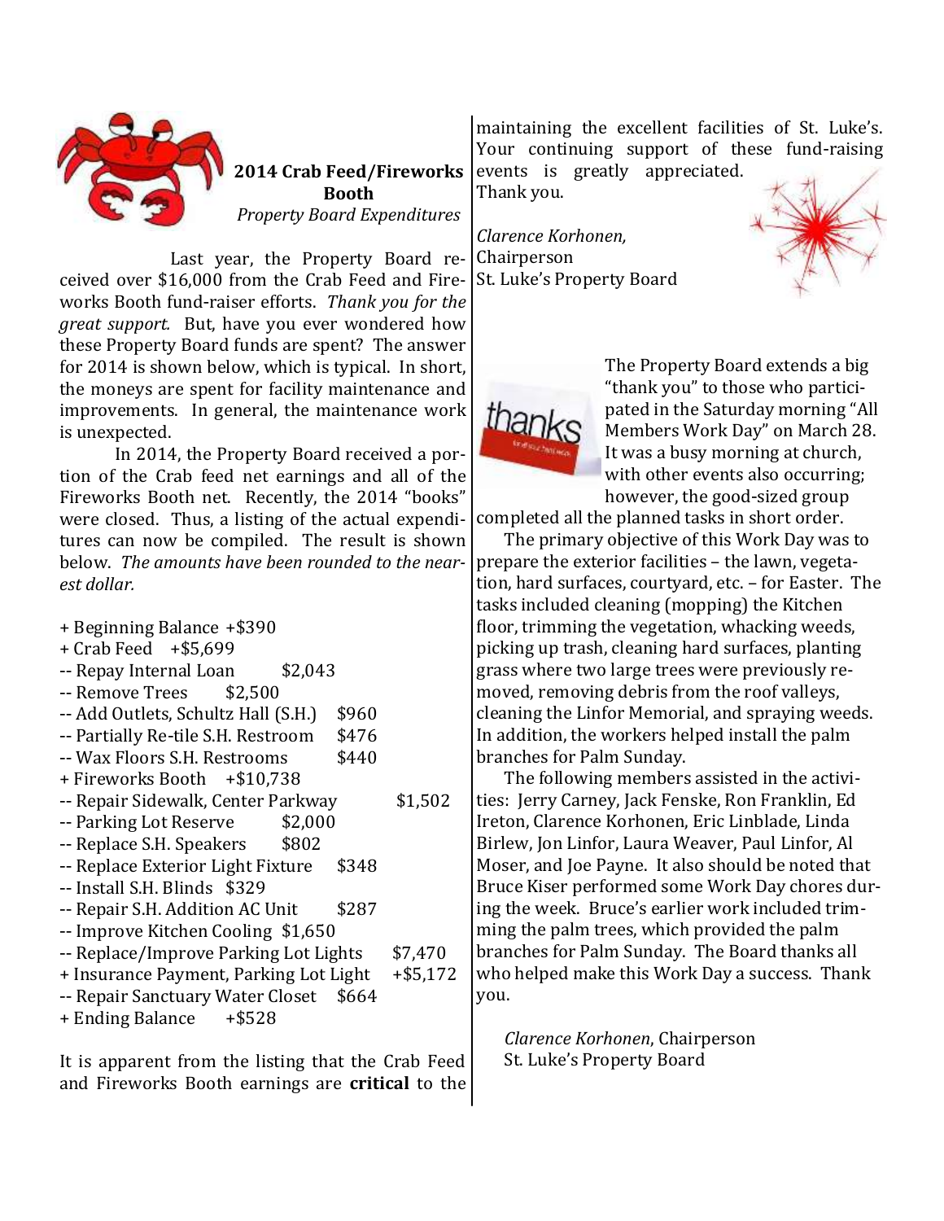## 2014 Crab Feed/Fireworks Booth

*Property Board Expenditures*

Last year, the Property Board received over $16,000 from the Crab Feed and Fireworks Booth fund-raiser efforts. *Thank you for the great support.* But, have you ever wondered how these Property Board funds are spent? The answer for 2014 is shown below, which is typical. In short, the moneys are spent for facility maintenance and improvements. In general, the maintenance work is unexpected.

In 2014, the Property Board received a portion of the Crab feed net earnings and all of the Fireworks Booth net. Recently, the 2014 "books" were closed. Thus, a listing of the actual expenditures can now be compiled. The result is shown below. *The amounts have been rounded to the nearest dollar.*

+ Beginning Balance +$390
+ Crab Feed +$5,699
-- Repay Internal Loan $2,043
-- Remove Trees $2,500
-- Add Outlets, Schultz Hall (S.H.) $960
-- Partially Re-tile S.H. Restroom $476
-- Wax Floors S.H. Restrooms $440
+ Fireworks Booth +$10,738
-- Repair Sidewalk, Center Parkway $1,502
-- Parking Lot Reserve $2,000
-- Replace S.H. Speakers $802
-- Replace Exterior Light Fixture $348
-- Install S.H. Blinds $329
-- Repair S.H. Addition AC Unit $287
-- Improve Kitchen Cooling $1,650
-- Replace/Improve Parking Lot Lights $7,470
+ Insurance Payment, Parking Lot Light +$5,172
-- Repair Sanctuary Water Closet $664
+ Ending Balance +$528

It is apparent from the listing that the Crab Feed and Fireworks Booth earnings are **critical** to the maintaining the excellent facilities of St. Luke's. Your continuing support of these fund-raising events is greatly appreciated. Thank you.

*Clarence Korhonen,*
Chairperson
St. Luke's Property Board

The Property Board extends a big "thank you" to those who participated in the Saturday morning "All Members Work Day" on March 28. It was a busy morning at church, with other events also occurring; however, the good-sized group completed all the planned tasks in short order.

The primary objective of this Work Day was to prepare the exterior facilities – the lawn, vegetation, hard surfaces, courtyard, etc. – for Easter. The tasks included cleaning (mopping) the Kitchen floor, trimming the vegetation, whacking weeds, picking up trash, cleaning hard surfaces, planting grass where two large trees were previously removed, removing debris from the roof valleys, cleaning the Linfor Memorial, and spraying weeds. In addition, the workers helped install the palm branches for Palm Sunday.

The following members assisted in the activities: Jerry Carney, Jack Fenske, Ron Franklin, Ed Ireton, Clarence Korhonen, Eric Linblade, Linda Birlew, Jon Linfor, Laura Weaver, Paul Linfor, Al Moser, and Joe Payne. It also should be noted that Bruce Kiser performed some Work Day chores during the week. Bruce's earlier work included trimming the palm trees, which provided the palm branches for Palm Sunday. The Board thanks all who helped make this Work Day a success. Thank you.

*Clarence Korhonen*, Chairperson
St. Luke's Property Board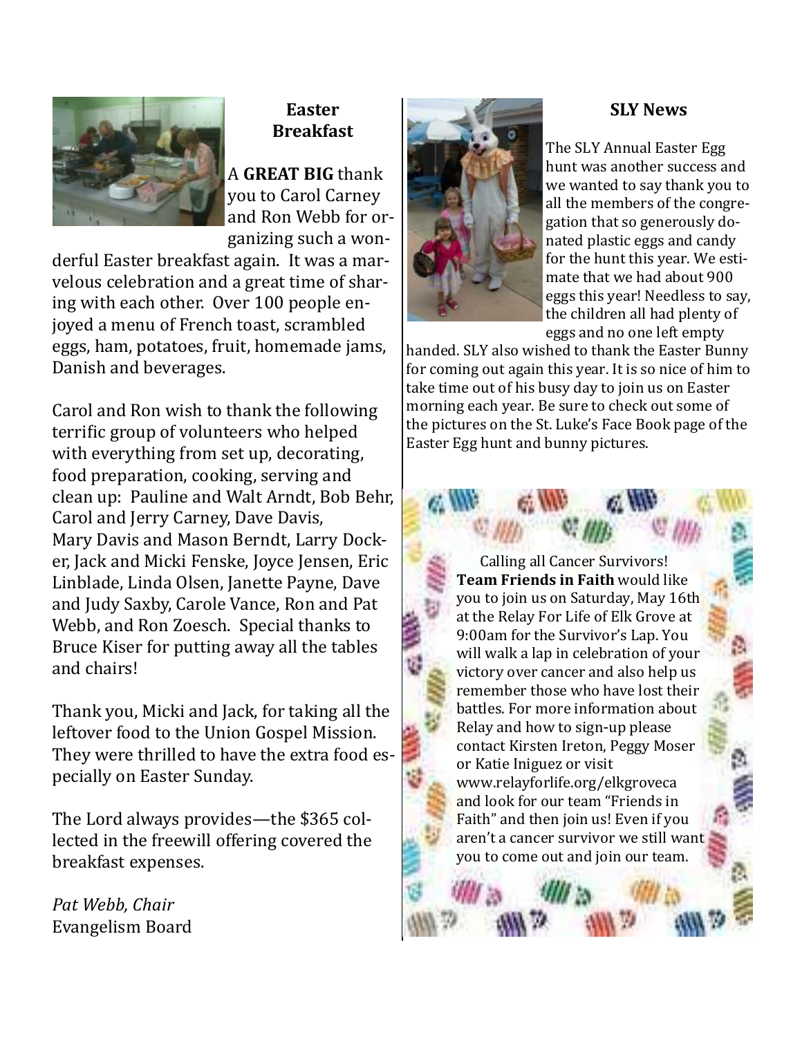## Easter Breakfast

A **GREAT BIG** thank you to Carol Carney and Ron Webb for organizing such a wonderful Easter breakfast again. It was a marvelous celebration and a great time of sharing with each other. Over 100 people enjoyed a menu of French toast, scrambled eggs, ham, potatoes, fruit, homemade jams, Danish and beverages.

Carol and Ron wish to thank the following terrific group of volunteers who helped with everything from set up, decorating, food preparation, cooking, serving and clean up: Pauline and Walt Arndt, Bob Behr, Carol and Jerry Carney, Dave Davis, Mary Davis and Mason Berndt, Larry Docker, Jack and Micki Fenske, Joyce Jensen, Eric Linblade, Linda Olsen, Janette Payne, Dave and Judy Saxby, Carole Vance, Ron and Pat Webb, and Ron Zoesch. Special thanks to Bruce Kiser for putting away all the tables and chairs!

Thank you, Micki and Jack, for taking all the leftover food to the Union Gospel Mission. They were thrilled to have the extra food especially on Easter Sunday.

The Lord always provides—the $365 collected in the freewill offering covered the breakfast expenses.

*Pat Webb, Chair*
Evangelism Board

## SLY News

The SLY Annual Easter Egg hunt was another success and we wanted to say thank you to all the members of the congregation that so generously donated plastic eggs and candy for the hunt this year. We estimate that we had about 900 eggs this year! Needless to say, the children all had plenty of eggs and no one left empty handed. SLY also wished to thank the Easter Bunny for coming out again this year. It is so nice of him to take time out of his busy day to join us on Easter morning each year. Be sure to check out some of the pictures on the St. Luke's Face Book page of the Easter Egg hunt and bunny pictures.

Calling all Cancer Survivors! **Team Friends in Faith** would like you to join us on Saturday, May 16th at the Relay For Life of Elk Grove at 9:00am for the Survivor's Lap. You will walk a lap in celebration of your victory over cancer and also help us remember those who have lost their battles. For more information about Relay and how to sign-up please contact Kirsten Ireton, Peggy Moser or Katie Iniguez or visit www.relayforlife.org/elkgroveca and look for our team "Friends in Faith" and then join us! Even if you aren't a cancer survivor we still want you to come out and join our team.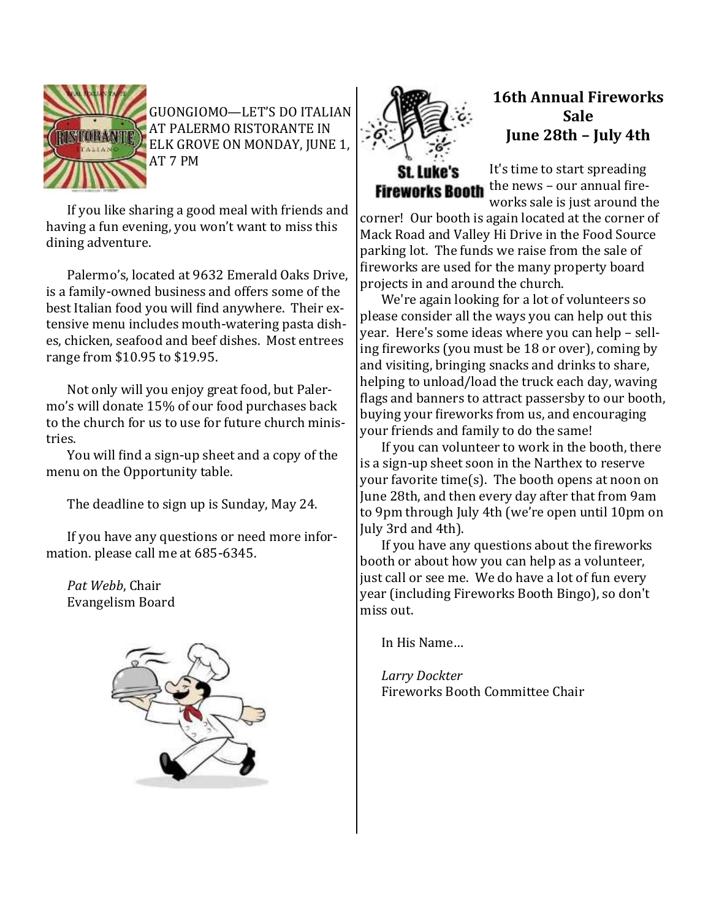GUONGIOMO—LET'S DO ITALIAN AT PALERMO RISTORANTE IN ELK GROVE ON MONDAY, JUNE 1, AT 7 PM

If you like sharing a good meal with friends and having a fun evening, you won't want to miss this dining adventure.

Palermo's, located at 9632 Emerald Oaks Drive, is a family-owned business and offers some of the best Italian food you will find anywhere. Their extensive menu includes mouth-watering pasta dishes, chicken, seafood and beef dishes. Most entrees range from $10.95 to $19.95.

Not only will you enjoy great food, but Palermo's will donate 15% of our food purchases back to the church for us to use for future church ministries.

You will find a sign-up sheet and a copy of the menu on the Opportunity table.

The deadline to sign up is Sunday, May 24.

If you have any questions or need more information. please call me at 685-6345.

*Pat Webb*, Chair
Evangelism Board

## 16th Annual Fireworks Sale
## June 28th – July 4th

St. Luke's Fireworks Booth

It's time to start spreading the news – our annual fireworks sale is just around the corner! Our booth is again located at the corner of Mack Road and Valley Hi Drive in the Food Source parking lot. The funds we raise from the sale of fireworks are used for the many property board projects in and around the church.

We're again looking for a lot of volunteers so please consider all the ways you can help out this year. Here's some ideas where you can help – selling fireworks (you must be 18 or over), coming by and visiting, bringing snacks and drinks to share, helping to unload/load the truck each day, waving flags and banners to attract passersby to our booth, buying your fireworks from us, and encouraging your friends and family to do the same!

If you can volunteer to work in the booth, there is a sign-up sheet soon in the Narthex to reserve your favorite time(s). The booth opens at noon on June 28th, and then every day after that from 9am to 9pm through July 4th (we're open until 10pm on July 3rd and 4th).

If you have any questions about the fireworks booth or about how you can help as a volunteer, just call or see me. We do have a lot of fun every year (including Fireworks Booth Bingo), so don't miss out.

In His Name…

*Larry Dockter*
Fireworks Booth Committee Chair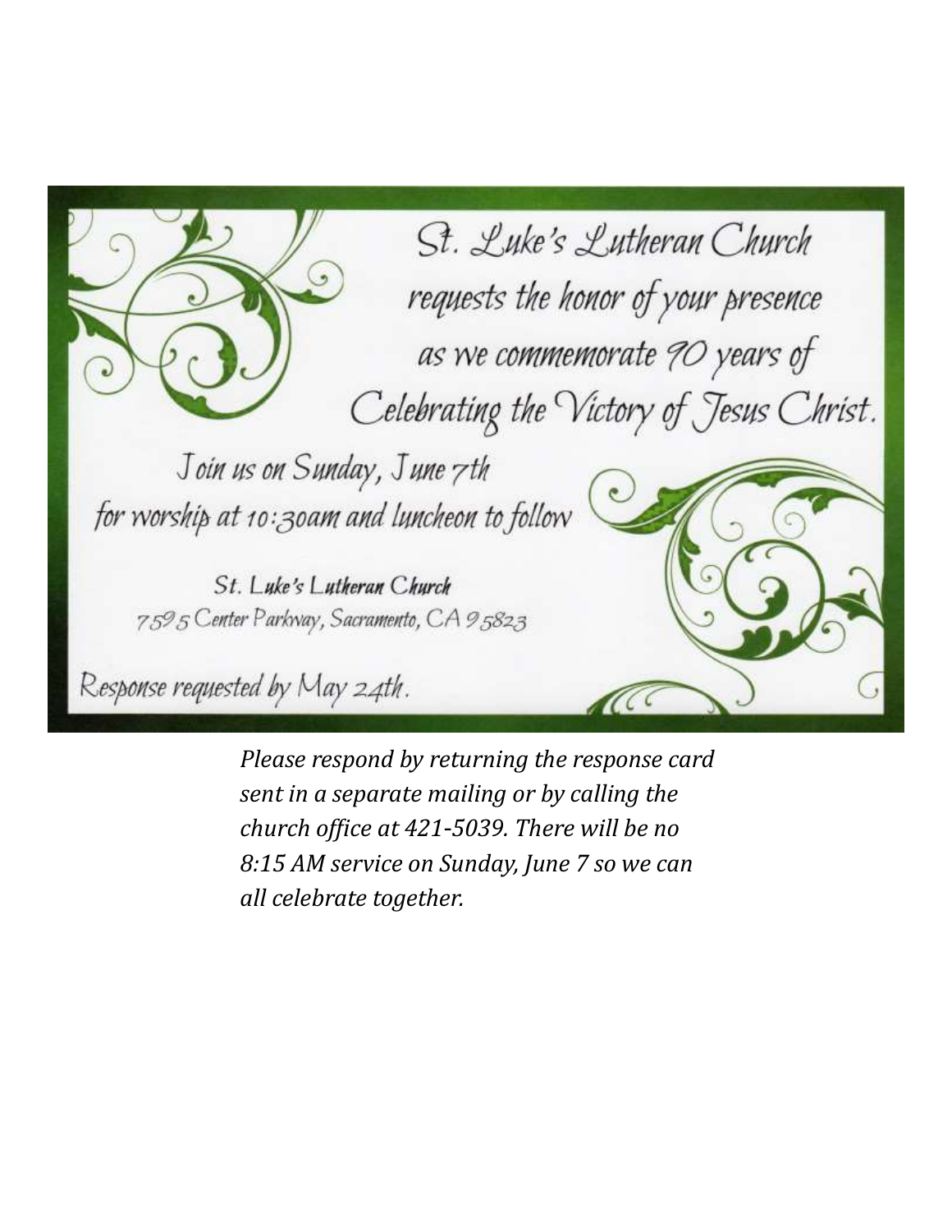St. Luke's Lutheran Church
requests the honor of your presence
as we commemorate 90 years of
Celebrating the Victory of Jesus Christ.

Join us on Sunday, June 7th
for worship at 10:30am and luncheon to follow

St. Luke's Lutheran Church
7595 Center Parkway, Sacramento, CA 95823

Response requested by May 24th.

*Please respond by returning the response card sent in a separate mailing or by calling the church office at 421-5039. There will be no 8:15 AM service on Sunday, June 7 so we can all celebrate together.*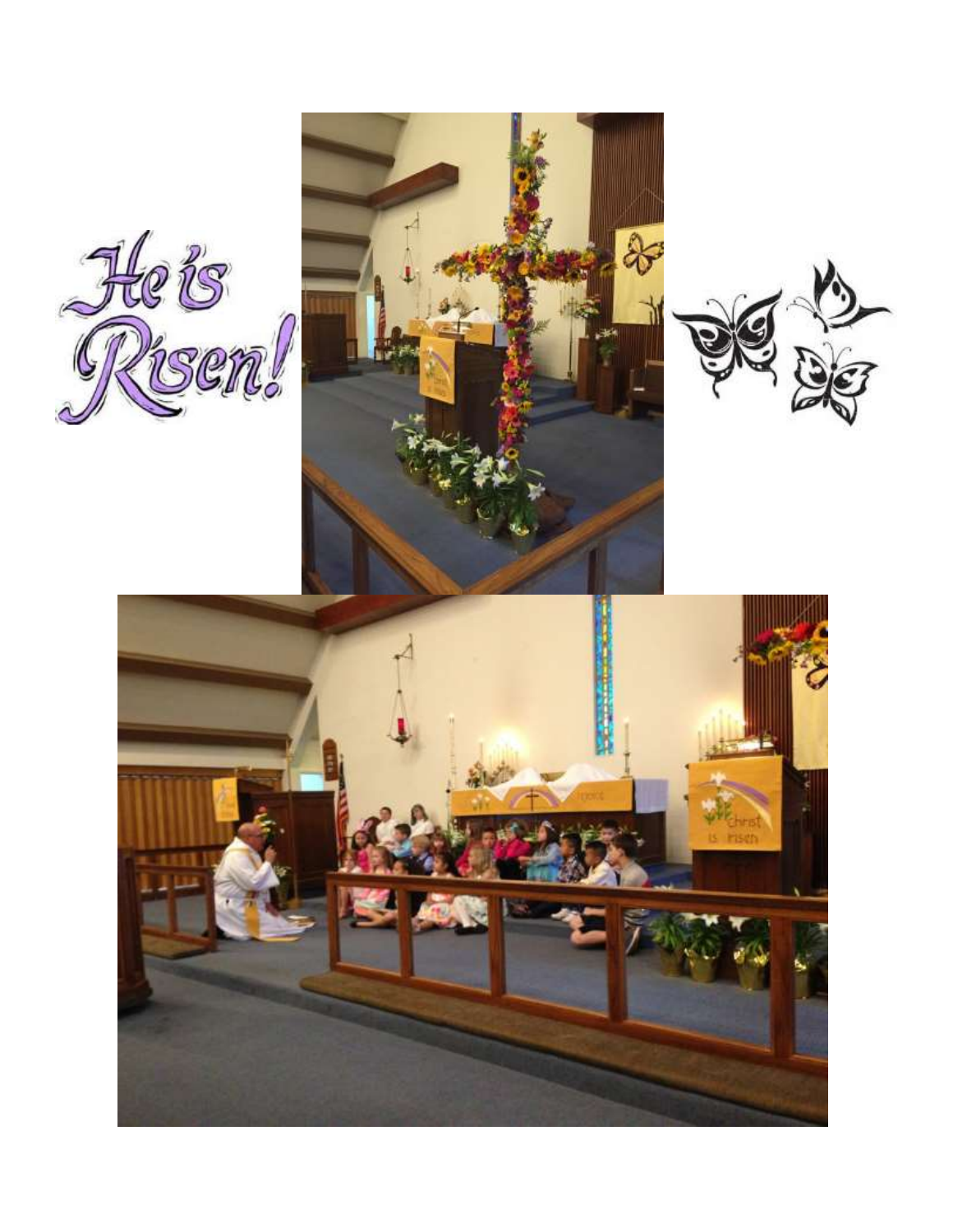# He is Risen!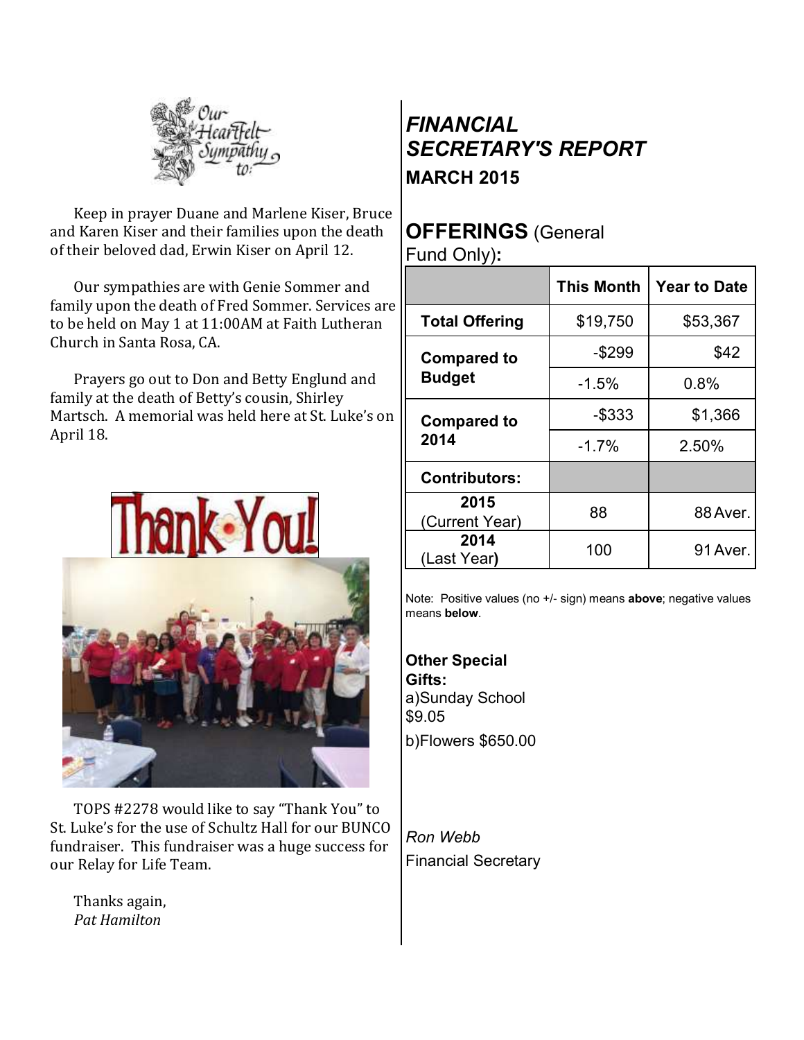Our Heartfelt Sympathy to:

Keep in prayer Duane and Marlene Kiser, Bruce and Karen Kiser and their families upon the death of their beloved dad, Erwin Kiser on April 12.

Our sympathies are with Genie Sommer and family upon the death of Fred Sommer. Services are to be held on May 1 at 11:00AM at Faith Lutheran Church in Santa Rosa, CA.

Prayers go out to Don and Betty Englund and family at the death of Betty's cousin, Shirley Martsch. A memorial was held here at St. Luke's on April 18.

Thank You!

TOPS #2278 would like to say "Thank You" to St. Luke's for the use of Schultz Hall for our BUNCO fundraiser. This fundraiser was a huge success for our Relay for Life Team.

Thanks again,
*Pat Hamilton*

## *FINANCIAL SECRETARY'S REPORT*

### MARCH 2015

## OFFERINGS (General Fund Only):

| | This Month | Year to Date |
|---|---|---|
| **Total Offering** | $19,750 | $53,367 |
| **Compared to Budget** | -$299 | $42 |
| | -1.5% | 0.8% |
| **Compared to 2014** | -$333 | $1,366 |
| | -1.7% | 2.50% |
| **Contributors:** | | |
| **2015** (Current Year) | 88 | 88 Aver. |
| **2014** (Last Year) | 100 | 91 Aver. |

Note: Positive values (no +/- sign) means **above**; negative values means **below**.

**Other Special Gifts:**
a)Sunday School $9.05
b)Flowers $650.00

*Ron Webb*
Financial Secretary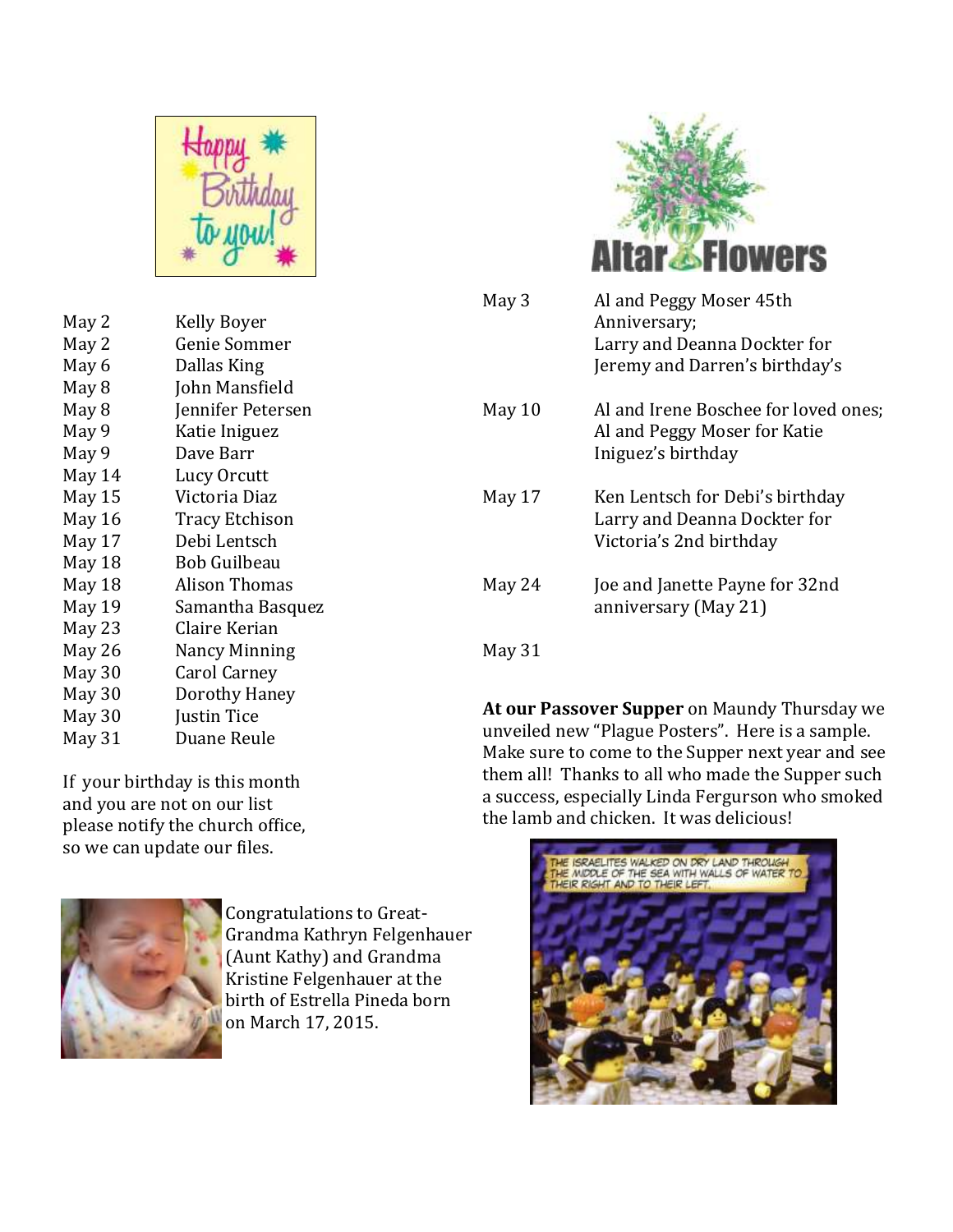## Happy Birthday to you!

| | |
|---|---|
| May 2 | Kelly Boyer |
| May 2 | Genie Sommer |
| May 6 | Dallas King |
| May 8 | John Mansfield |
| May 8 | Jennifer Petersen |
| May 9 | Katie Iniguez |
| May 9 | Dave Barr |
| May 14 | Lucy Orcutt |
| May 15 | Victoria Diaz |
| May 16 | Tracy Etchison |
| May 17 | Debi Lentsch |
| May 18 | Bob Guilbeau |
| May 18 | Alison Thomas |
| May 19 | Samantha Basquez |
| May 23 | Claire Kerian |
| May 26 | Nancy Minning |
| May 30 | Carol Carney |
| May 30 | Dorothy Haney |
| May 30 | Justin Tice |
| May 31 | Duane Reule |

If your birthday is this month and you are not on our list please notify the church office, so we can update our files.

Congratulations to Great-Grandma Kathryn Felgenhauer (Aunt Kathy) and Grandma Kristine Felgenhauer at the birth of Estrella Pineda born on March 17, 2015.

## Altar Flowers

| | |
|---|---|
| May 3 | Al and Peggy Moser 45th Anniversary; Larry and Deanna Dockter for Jeremy and Darren's birthday's |
| May 10 | Al and Irene Boschee for loved ones; Al and Peggy Moser for Katie Iniguez's birthday |
| May 17 | Ken Lentsch for Debi's birthday Larry and Deanna Dockter for Victoria's 2nd birthday |
| May 24 | Joe and Janette Payne for 32nd anniversary (May 21) |
| May 31 | |

**At our Passover Supper** on Maundy Thursday we unveiled new "Plague Posters". Here is a sample. Make sure to come to the Supper next year and see them all! Thanks to all who made the Supper such a success, especially Linda Fergurson who smoked the lamb and chicken. It was delicious!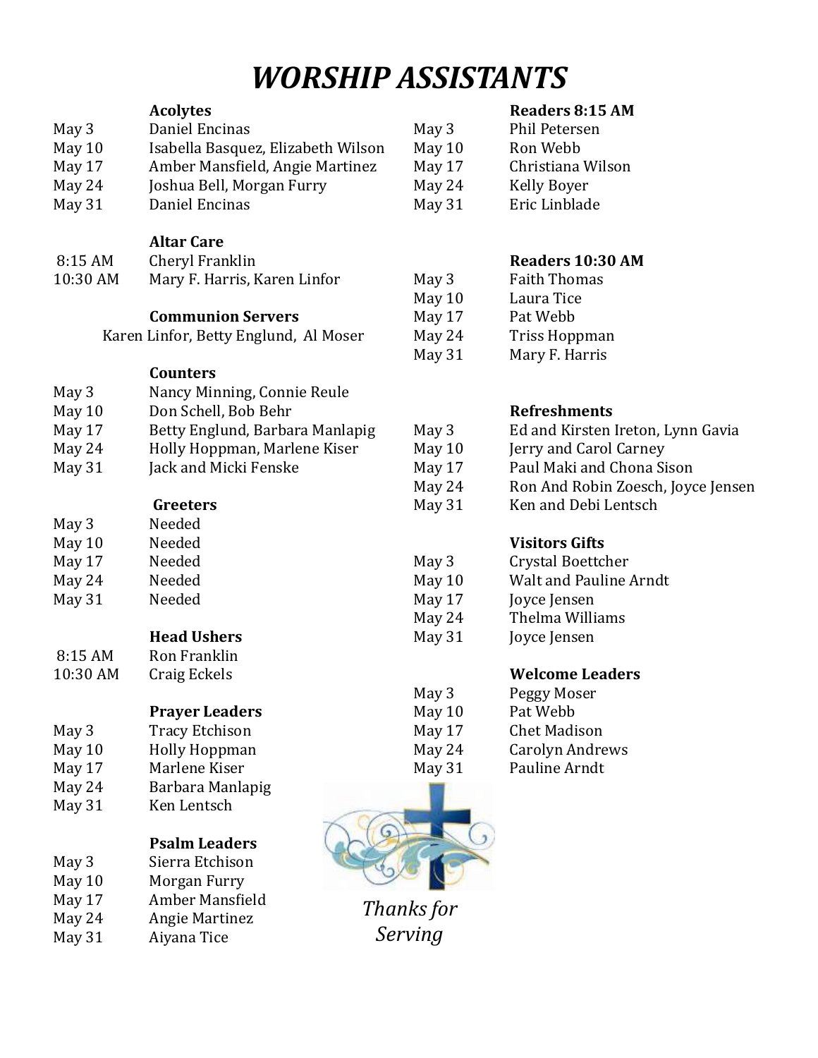# *WORSHIP ASSISTANTS*

**Acolytes**

| | |
|---|---|
| May 3 | Daniel Encinas |
| May 10 | Isabella Basquez, Elizabeth Wilson |
| May 17 | Amber Mansfield, Angie Martinez |
| May 24 | Joshua Bell, Morgan Furry |
| May 31 | Daniel Encinas |

**Altar Care**

| | |
|---|---|
| 8:15 AM | Cheryl Franklin |
| 10:30 AM | Mary F. Harris, Karen Linfor |

**Communion Servers**

Karen Linfor, Betty Englund, Al Moser

**Counters**

| | |
|---|---|
| May 3 | Nancy Minning, Connie Reule |
| May 10 | Don Schell, Bob Behr |
| May 17 | Betty Englund, Barbara Manlapig |
| May 24 | Holly Hoppman, Marlene Kiser |
| May 31 | Jack and Micki Fenske |

**Greeters**

| | |
|---|---|
| May 3 | Needed |
| May 10 | Needed |
| May 17 | Needed |
| May 24 | Needed |
| May 31 | Needed |

**Head Ushers**

| | |
|---|---|
| 8:15 AM | Ron Franklin |
| 10:30 AM | Craig Eckels |

**Prayer Leaders**

| | |
|---|---|
| May 3 | Tracy Etchison |
| May 10 | Holly Hoppman |
| May 17 | Marlene Kiser |
| May 24 | Barbara Manlapig |
| May 31 | Ken Lentsch |

**Psalm Leaders**

| | |
|---|---|
| May 3 | Sierra Etchison |
| May 10 | Morgan Furry |
| May 17 | Amber Mansfield |
| May 24 | Angie Martinez |
| May 31 | Aiyana Tice |

**Readers 8:15 AM**

| | |
|---|---|
| May 3 | Phil Petersen |
| May 10 | Ron Webb |
| May 17 | Christiana Wilson |
| May 24 | Kelly Boyer |
| May 31 | Eric Linblade |

**Readers 10:30 AM**

| | |
|---|---|
| May 3 | Faith Thomas |
| May 10 | Laura Tice |
| May 17 | Pat Webb |
| May 24 | Triss Hoppman |
| May 31 | Mary F. Harris |

**Refreshments**

| | |
|---|---|
| May 3 | Ed and Kirsten Ireton, Lynn Gavia |
| May 10 | Jerry and Carol Carney |
| May 17 | Paul Maki and Chona Sison |
| May 24 | Ron And Robin Zoesch, Joyce Jensen |
| May 31 | Ken and Debi Lentsch |

**Visitors Gifts**

| | |
|---|---|
| May 3 | Crystal Boettcher |
| May 10 | Walt and Pauline Arndt |
| May 17 | Joyce Jensen |
| May 24 | Thelma Williams |
| May 31 | Joyce Jensen |

**Welcome Leaders**

| | |
|---|---|
| May 3 | Peggy Moser |
| May 10 | Pat Webb |
| May 17 | Chet Madison |
| May 24 | Carolyn Andrews |
| May 31 | Pauline Arndt |

*Thanks for Serving*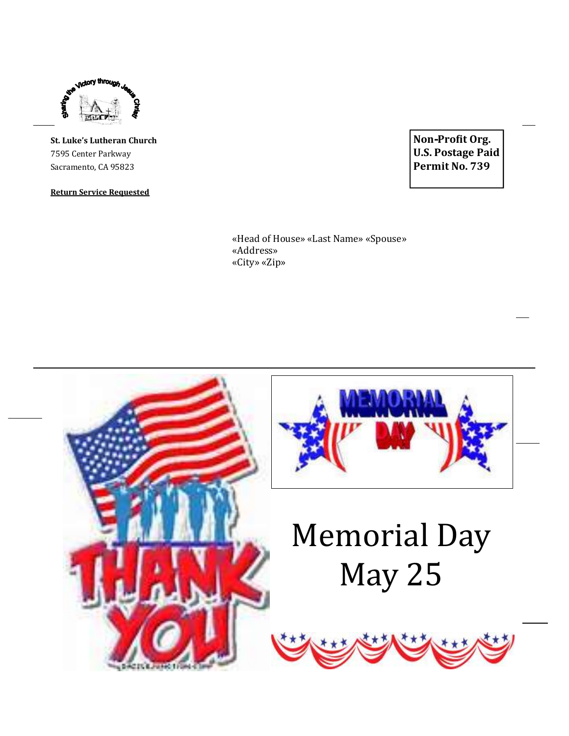**St. Luke's Lutheran Church**
7595 Center Parkway
Sacramento, CA 95823

**Return Service Requested**

**Non-Profit Org.**
**U.S. Postage Paid**
**Permit No. 739**

«Head of House» «Last Name» «Spouse»
«Address»
«City» «Zip»

Memorial Day
May 25